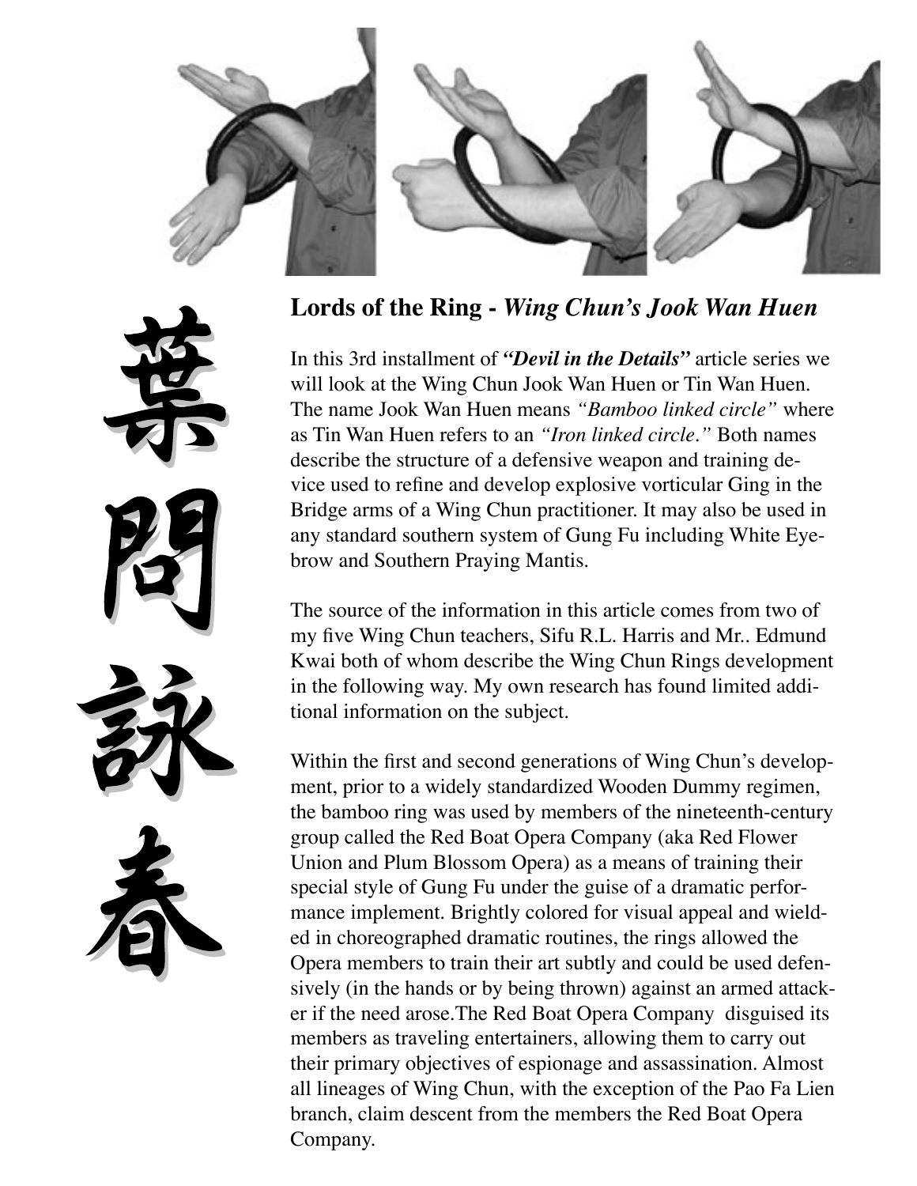葉問詠春

## **Lords of the Ring -** ***Wing Chun's Jook Wan Huen***

In this 3rd installment of ***"Devil in the Details"*** article series we will look at the Wing Chun Jook Wan Huen or Tin Wan Huen. The name Jook Wan Huen means *"Bamboo linked circle"* where as Tin Wan Huen refers to an *"Iron linked circle."* Both names describe the structure of a defensive weapon and training device used to refine and develop explosive vorticular Ging in the Bridge arms of a Wing Chun practitioner. It may also be used in any standard southern system of Gung Fu including White Eyebrow and Southern Praying Mantis.

The source of the information in this article comes from two of my five Wing Chun teachers, Sifu R.L. Harris and Mr.. Edmund Kwai both of whom describe the Wing Chun Rings development in the following way. My own research has found limited additional information on the subject.

Within the first and second generations of Wing Chun's development, prior to a widely standardized Wooden Dummy regimen, the bamboo ring was used by members of the nineteenth-century group called the Red Boat Opera Company (aka Red Flower Union and Plum Blossom Opera) as a means of training their special style of Gung Fu under the guise of a dramatic performance implement. Brightly colored for visual appeal and wielded in choreographed dramatic routines, the rings allowed the Opera members to train their art subtly and could be used defensively (in the hands or by being thrown) against an armed attacker if the need arose.The Red Boat Opera Company disguised its members as traveling entertainers, allowing them to carry out their primary objectives of espionage and assassination. Almost all lineages of Wing Chun, with the exception of the Pao Fa Lien branch, claim descent from the members the Red Boat Opera Company.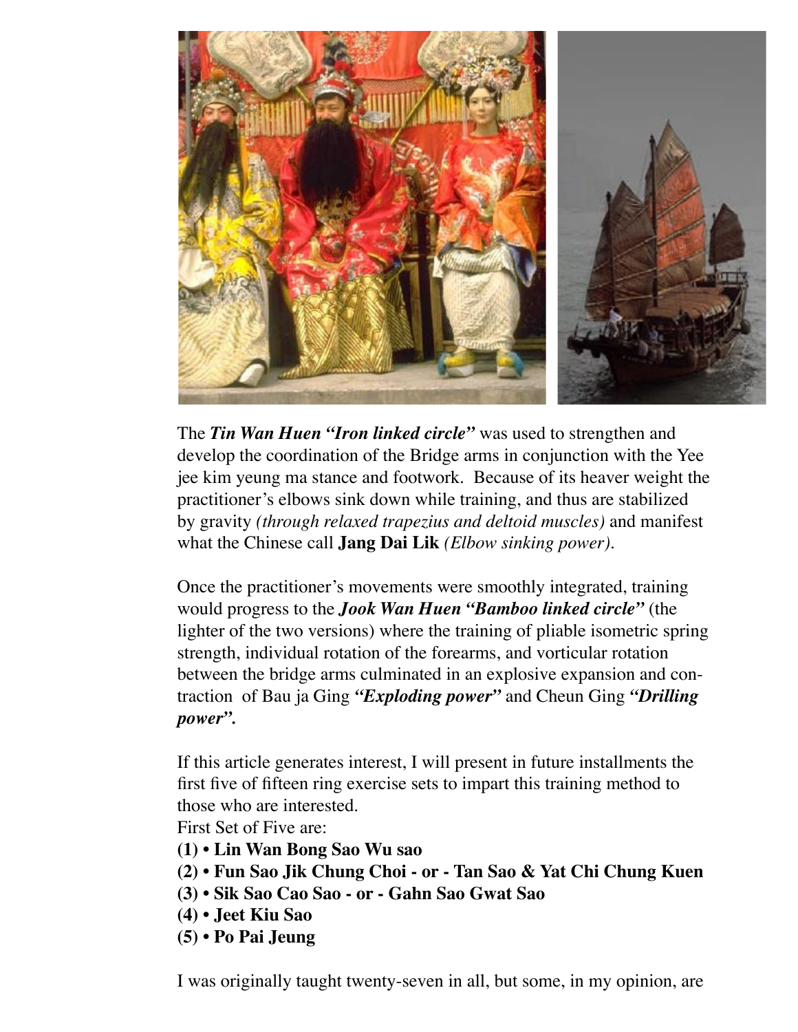The ***Tin Wan Huen "Iron linked circle"*** was used to strengthen and develop the coordination of the Bridge arms in conjunction with the Yee jee kim yeung ma stance and footwork. Because of its heaver weight the practitioner's elbows sink down while training, and thus are stabilized by gravity *(through relaxed trapezius and deltoid muscles)* and manifest what the Chinese call **Jang Dai Lik** *(Elbow sinking power).*

Once the practitioner's movements were smoothly integrated, training would progress to the ***Jook Wan Huen "Bamboo linked circle"*** (the lighter of the two versions) where the training of pliable isometric spring strength, individual rotation of the forearms, and vorticular rotation between the bridge arms culminated in an explosive expansion and contraction of Bau ja Ging ***"Exploding power"*** and Cheun Ging ***"Drilling power".***

If this article generates interest, I will present in future installments the first five of fifteen ring exercise sets to impart this training method to those who are interested.

First Set of Five are:

**(1) • Lin Wan Bong Sao Wu sao**
**(2) • Fun Sao Jik Chung Choi - or - Tan Sao & Yat Chi Chung Kuen**
**(3) • Sik Sao Cao Sao - or - Gahn Sao Gwat Sao**
**(4) • Jeet Kiu Sao**
**(5) • Po Pai Jeung**

I was originally taught twenty-seven in all, but some, in my opinion, are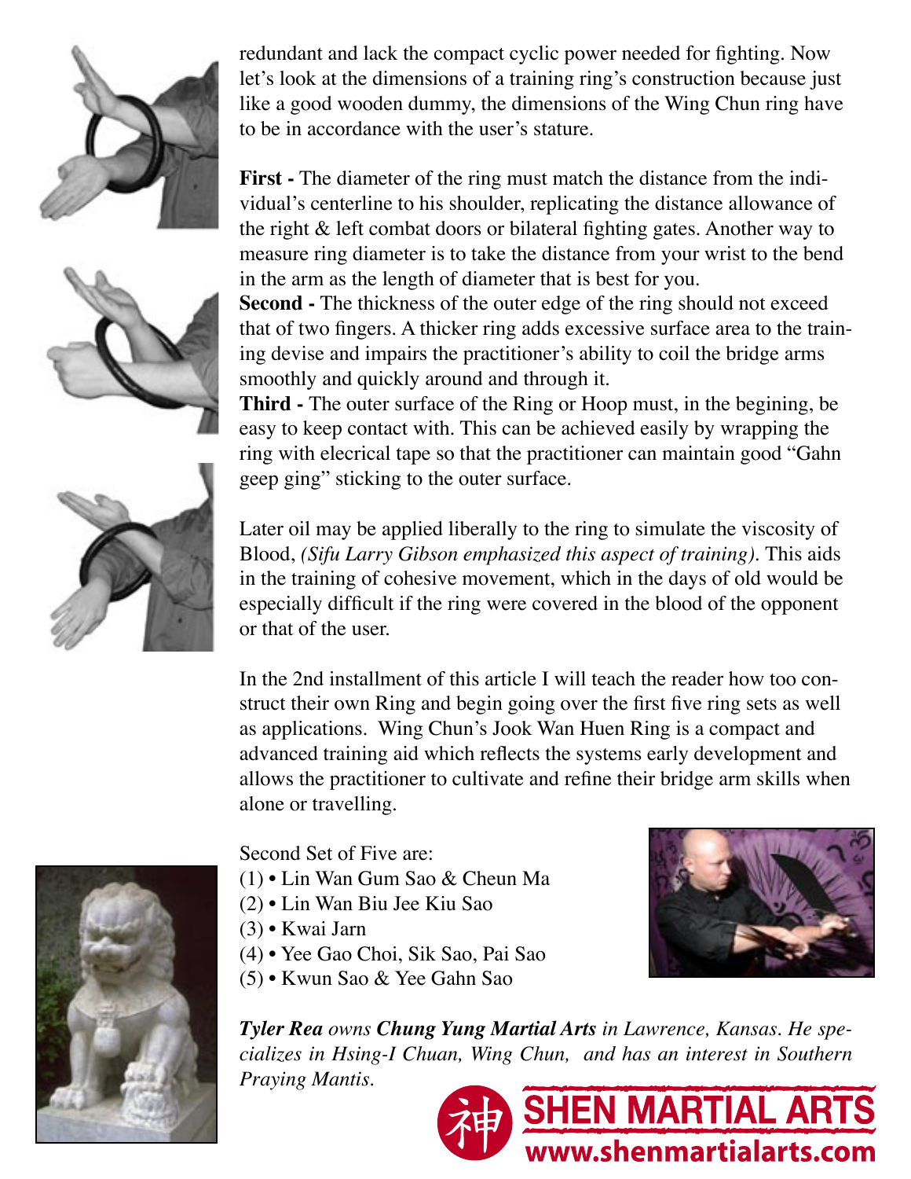redundant and lack the compact cyclic power needed for fighting. Now let's look at the dimensions of a training ring's construction because just like a good wooden dummy, the dimensions of the Wing Chun ring have to be in accordance with the user's stature.

**First -** The diameter of the ring must match the distance from the individual's centerline to his shoulder, replicating the distance allowance of the right & left combat doors or bilateral fighting gates. Another way to measure ring diameter is to take the distance from your wrist to the bend in the arm as the length of diameter that is best for you.

**Second -** The thickness of the outer edge of the ring should not exceed that of two fingers. A thicker ring adds excessive surface area to the training devise and impairs the practitioner's ability to coil the bridge arms smoothly and quickly around and through it.

**Third -** The outer surface of the Ring or Hoop must, in the begining, be easy to keep contact with. This can be achieved easily by wrapping the ring with elecrical tape so that the practitioner can maintain good "Gahn geep ging" sticking to the outer surface.

Later oil may be applied liberally to the ring to simulate the viscosity of Blood, *(Sifu Larry Gibson emphasized this aspect of training)*. This aids in the training of cohesive movement, which in the days of old would be especially difficult if the ring were covered in the blood of the opponent or that of the user.

In the 2nd installment of this article I will teach the reader how too construct their own Ring and begin going over the first five ring sets as well as applications. Wing Chun's Jook Wan Huen Ring is a compact and advanced training aid which reflects the systems early development and allows the practitioner to cultivate and refine their bridge arm skills when alone or travelling.

Second Set of Five are:
(1) • Lin Wan Gum Sao & Cheun Ma
(2) • Lin Wan Biu Jee Kiu Sao
(3) • Kwai Jarn
(4) • Yee Gao Choi, Sik Sao, Pai Sao
(5) • Kwun Sao & Yee Gahn Sao

***Tyler Rea** owns **Chung Yung Martial Arts** in Lawrence, Kansas. He specializes in Hsing-I Chuan, Wing Chun, and has an interest in Southern Praying Mantis.*

神 SHEN MARTIAL ARTS
www.shenmartialarts.com